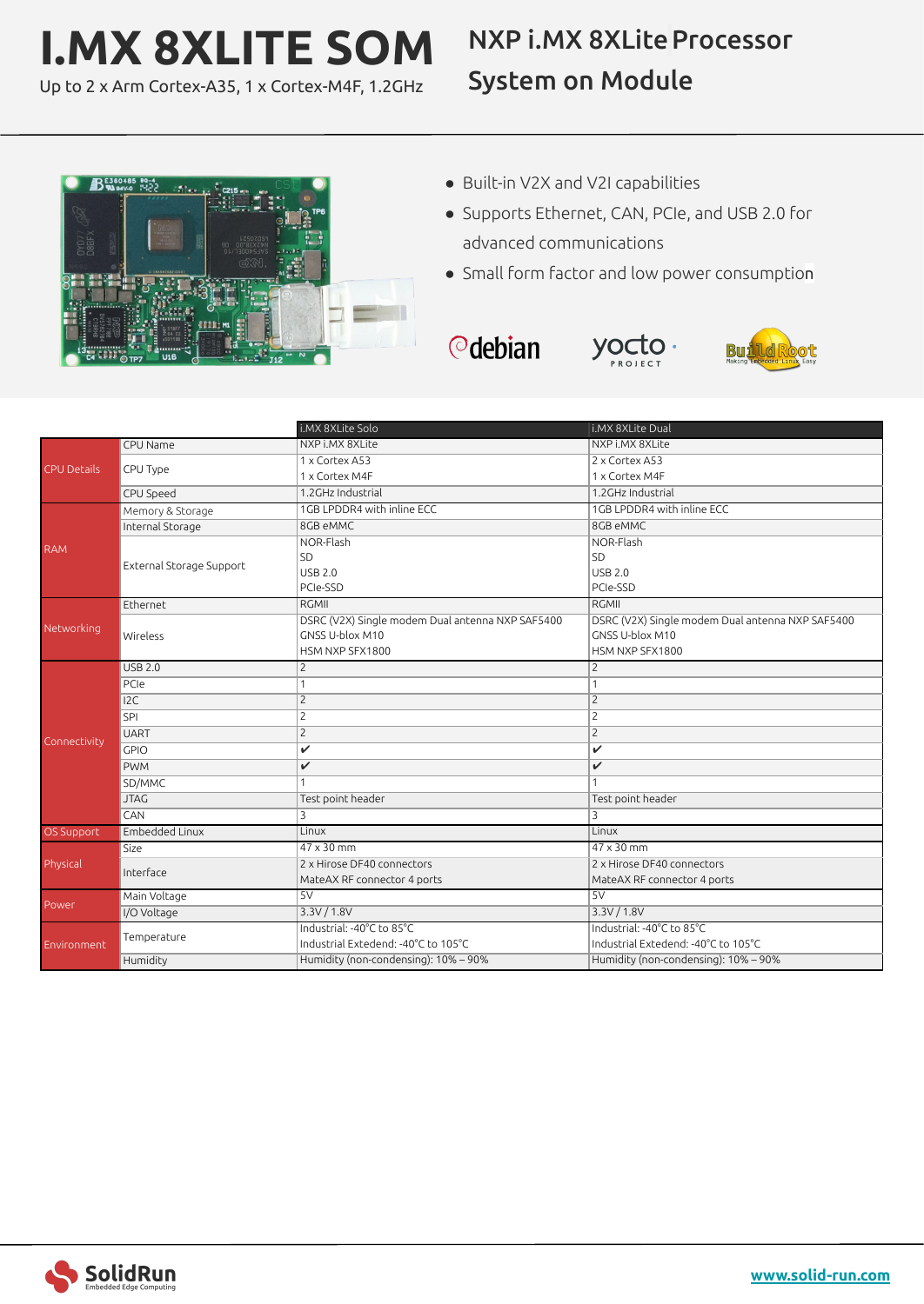# I.MX 8XLITE SOM

Up to 2 x Arm Cortex-A35, 1 x Cortex-M4F, 1.2GHz

## NXP i.MX 8XLite Processor System on Module

- Built-in V2X and V2I capabilities
- Supports Ethernet, CAN, PCIe, and USB 2.0 for advanced communications
- Small form factor and low power consumption

| | | i.MX 8XLite Solo | i.MX 8XLite Dual |
|---|---|---|---|
| CPU Details | CPU Name | NXP i.MX 8XLite | NXP i.MX 8XLite |
| | CPU Type | 1 x Cortex A53<br>1 x Cortex M4F | 2 x Cortex A53<br>1 x Cortex M4F |
| | CPU Speed | 1.2GHz Industrial | 1.2GHz Industrial |
| RAM | Memory & Storage | 1GB LPDDR4 with inline ECC | 1GB LPDDR4 with inline ECC |
| | Internal Storage | 8GB eMMC | 8GB eMMC |
| | External Storage Support | NOR-Flash<br>SD<br>USB 2.0<br>PCIe-SSD | NOR-Flash<br>SD<br>USB 2.0<br>PCIe-SSD |
| Networking | Ethernet | RGMII | RGMII |
| | Wireless | DSRC (V2X) Single modem Dual antenna NXP SAF5400<br>GNSS U-blox M10<br>HSM NXP SFX1800 | DSRC (V2X) Single modem Dual antenna NXP SAF5400<br>GNSS U-blox M10<br>HSM NXP SFX1800 |
| Connectivity | USB 2.0 | 2 | 2 |
| | PCIe | 1 | 1 |
| | I2C | 2 | 2 |
| | SPI | 2 | 2 |
| | UART | 2 | 2 |
| | GPIO | ✔ | ✔ |
| | PWM | ✔ | ✔ |
| | SD/MMC | 1 | 1 |
| | JTAG | Test point header | Test point header |
| | CAN | 3 | 3 |
| OS Support | Embedded Linux | Linux | Linux |
| Physical | Size | 47 x 30 mm | 47 x 30 mm |
| | Interface | 2 x Hirose DF40 connectors<br>MateAX RF connector 4 ports | 2 x Hirose DF40 connectors<br>MateAX RF connector 4 ports |
| Power | Main Voltage | 5V | 5V |
| | I/O Voltage | 3.3V / 1.8V | 3.3V / 1.8V |
| Environment | Temperature | Industrial: -40°C to 85°C<br>Industrial Extedend: -40°C to 105°C | Industrial: -40°C to 85°C<br>Industrial Extedend: -40°C to 105°C |
| | Humidity | Humidity (non-condensing): 10% – 90% | Humidity (non-condensing): 10% – 90% |

SolidRun Embedded Edge Computing

www.solid-run.com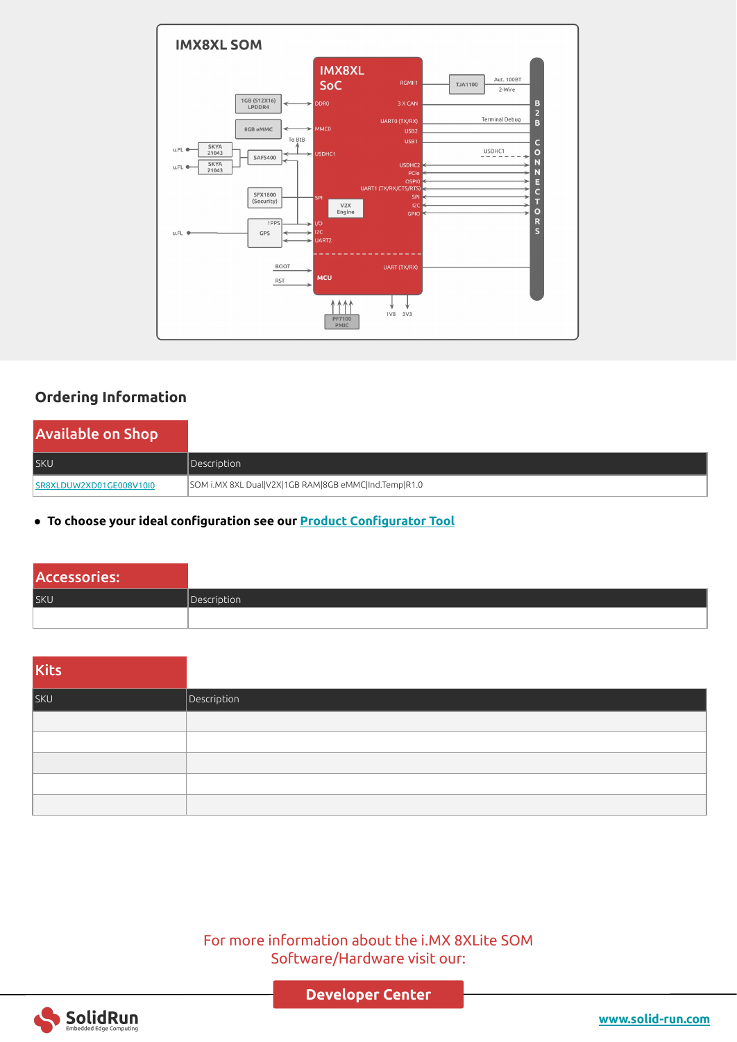## IMX8XL SOM

IMX8XL SoC

1GB (512X16) LPDDR4

8GB eMMC

To BtB

u.FL

SKYA 21043

SKYA 21043

SAF5400

SFX1800 (Security)

GPS

1PPS

BOOT

RST

DDR0

MMC0

USDHC1

SPI

I/O

I2C

UART2

V2X Engine

MCU

RGMII1

3 X CAN

UART0 (TX/RX)

USB2

USB1

USDHC2

PCIe

QSPI0

UART1 (TX/RX/CTS/RTS)

SPI

I2C

GPIO

UART (TX/RX)

TJA1100

Aut. 100BT

2-Wire

Terminal Debug

USDHC1

PF7100 PMIC

1V8

3V3

B2B CONNECTORS

## Ordering Information

### Available on Shop

| SKU | Description |
|---|---|
| SR8XLDUW2XD01GE008V10I0 | SOM i.MX 8XL Dual\|V2X\|1GB RAM\|8GB eMMC\|Ind.Temp\|R1.0 |

- **To choose your ideal configuration see our Product Configurator Tool**

### Accessories:

| SKU | Description |
|---|---|
| | |

### Kits

| SKU | Description |
|---|---|
| | |
| | |
| | |
| | |
| | |

For more information about the i.MX 8XLite SOM Software/Hardware visit our:

**Developer Center**

SolidRun
Embedded Edge Computing

www.solid-run.com